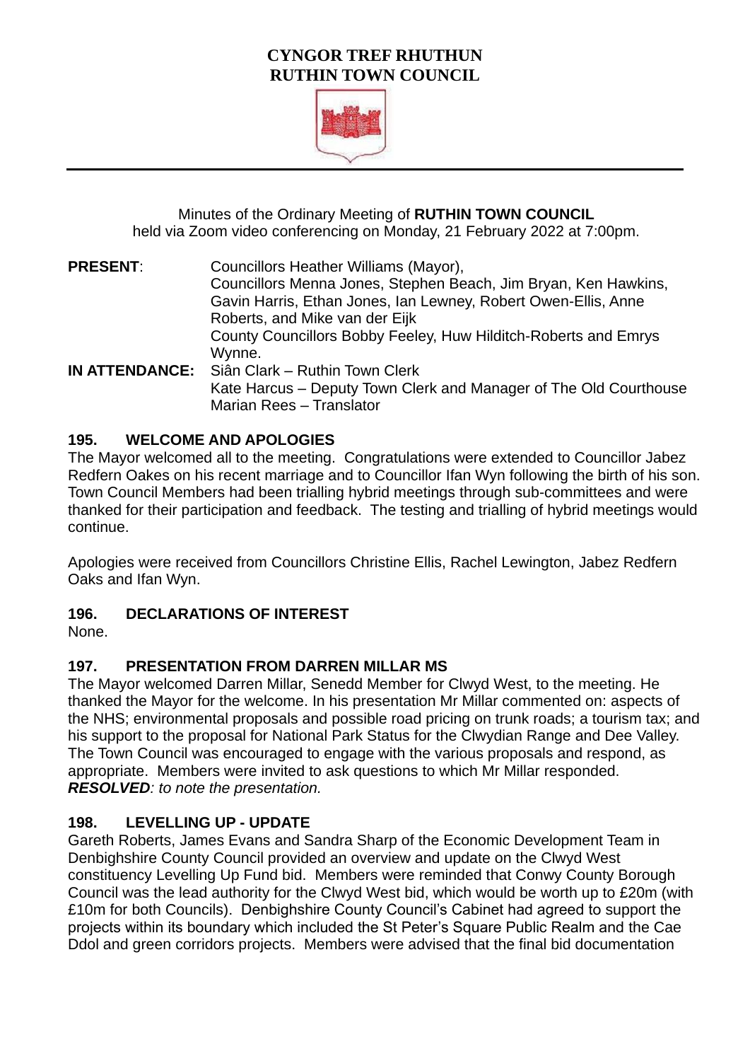# CYNGOR TREF RHUTHUN
# RUTHIN TOWN COUNCIL

Minutes of the Ordinary Meeting of **RUTHIN TOWN COUNCIL**
held via Zoom video conferencing on Monday, 21 February 2022 at 7:00pm.

| | |
|---|---|
| **PRESENT**: | Councillors Heather Williams (Mayor), Councillors Menna Jones, Stephen Beach, Jim Bryan, Ken Hawkins, Gavin Harris, Ethan Jones, Ian Lewney, Robert Owen-Ellis, Anne Roberts, and Mike van der Eijk County Councillors Bobby Feeley, Huw Hilditch-Roberts and Emrys Wynne. |
| **IN ATTENDANCE:** | Siân Clark – Ruthin Town Clerk Kate Harcus – Deputy Town Clerk and Manager of The Old Courthouse Marian Rees – Translator |

## 195. WELCOME AND APOLOGIES

The Mayor welcomed all to the meeting. Congratulations were extended to Councillor Jabez Redfern Oakes on his recent marriage and to Councillor Ifan Wyn following the birth of his son. Town Council Members had been trialling hybrid meetings through sub-committees and were thanked for their participation and feedback. The testing and trialling of hybrid meetings would continue.

Apologies were received from Councillors Christine Ellis, Rachel Lewington, Jabez Redfern Oaks and Ifan Wyn.

## 196. DECLARATIONS OF INTEREST

None.

## 197. PRESENTATION FROM DARREN MILLAR MS

The Mayor welcomed Darren Millar, Senedd Member for Clwyd West, to the meeting. He thanked the Mayor for the welcome. In his presentation Mr Millar commented on: aspects of the NHS; environmental proposals and possible road pricing on trunk roads; a tourism tax; and his support to the proposal for National Park Status for the Clwydian Range and Dee Valley. The Town Council was encouraged to engage with the various proposals and respond, as appropriate. Members were invited to ask questions to which Mr Millar responded.
***RESOLVED****: to note the presentation.*

## 198. LEVELLING UP - UPDATE

Gareth Roberts, James Evans and Sandra Sharp of the Economic Development Team in Denbighshire County Council provided an overview and update on the Clwyd West constituency Levelling Up Fund bid. Members were reminded that Conwy County Borough Council was the lead authority for the Clwyd West bid, which would be worth up to £20m (with £10m for both Councils). Denbighshire County Council's Cabinet had agreed to support the projects within its boundary which included the St Peter's Square Public Realm and the Cae Ddol and green corridors projects. Members were advised that the final bid documentation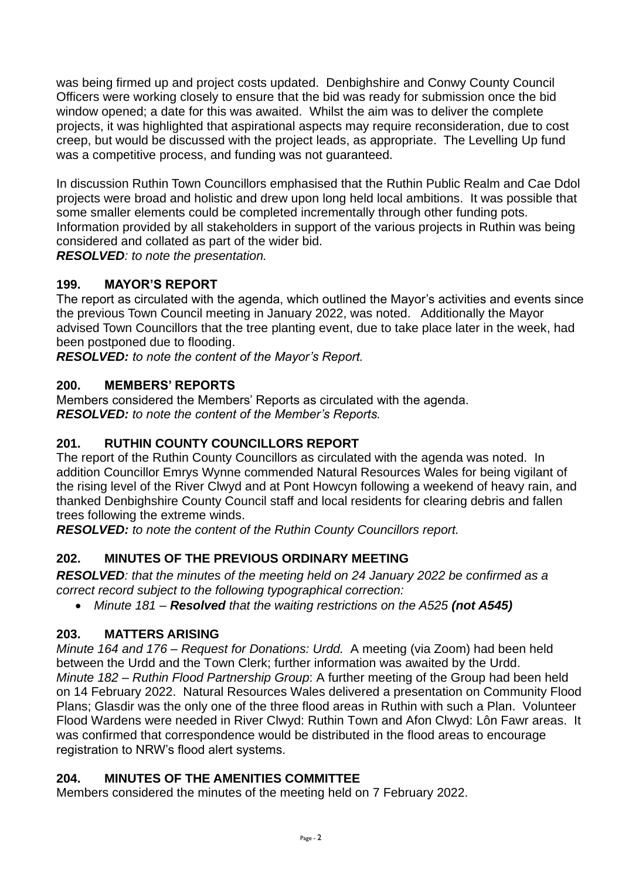was being firmed up and project costs updated. Denbighshire and Conwy County Council Officers were working closely to ensure that the bid was ready for submission once the bid window opened; a date for this was awaited. Whilst the aim was to deliver the complete projects, it was highlighted that aspirational aspects may require reconsideration, due to cost creep, but would be discussed with the project leads, as appropriate. The Levelling Up fund was a competitive process, and funding was not guaranteed.

In discussion Ruthin Town Councillors emphasised that the Ruthin Public Realm and Cae Ddol projects were broad and holistic and drew upon long held local ambitions. It was possible that some smaller elements could be completed incrementally through other funding pots. Information provided by all stakeholders in support of the various projects in Ruthin was being considered and collated as part of the wider bid.
***RESOLVED****: to note the presentation.*

## 199. MAYOR'S REPORT

The report as circulated with the agenda, which outlined the Mayor's activities and events since the previous Town Council meeting in January 2022, was noted. Additionally the Mayor advised Town Councillors that the tree planting event, due to take place later in the week, had been postponed due to flooding.
***RESOLVED:*** *to note the content of the Mayor's Report.*

## 200. MEMBERS' REPORTS

Members considered the Members' Reports as circulated with the agenda.
***RESOLVED:*** *to note the content of the Member's Reports.*

## 201. RUTHIN COUNTY COUNCILLORS REPORT

The report of the Ruthin County Councillors as circulated with the agenda was noted. In addition Councillor Emrys Wynne commended Natural Resources Wales for being vigilant of the rising level of the River Clwyd and at Pont Howcyn following a weekend of heavy rain, and thanked Denbighshire County Council staff and local residents for clearing debris and fallen trees following the extreme winds.
***RESOLVED:*** *to note the content of the Ruthin County Councillors report.*

## 202. MINUTES OF THE PREVIOUS ORDINARY MEETING

***RESOLVED****: that the minutes of the meeting held on 24 January 2022 be confirmed as a correct record subject to the following typographical correction:*

- *Minute 181 –* ***Resolved*** *that the waiting restrictions on the A525* ***(not A545)***

## 203. MATTERS ARISING

*Minute 164 and 176 – Request for Donations: Urdd.* A meeting (via Zoom) had been held between the Urdd and the Town Clerk; further information was awaited by the Urdd.
*Minute 182 – Ruthin Flood Partnership Group*: A further meeting of the Group had been held on 14 February 2022. Natural Resources Wales delivered a presentation on Community Flood Plans; Glasdir was the only one of the three flood areas in Ruthin with such a Plan. Volunteer Flood Wardens were needed in River Clwyd: Ruthin Town and Afon Clwyd: Lôn Fawr areas. It was confirmed that correspondence would be distributed in the flood areas to encourage registration to NRW's flood alert systems.

## 204. MINUTES OF THE AMENITIES COMMITTEE

Members considered the minutes of the meeting held on 7 February 2022.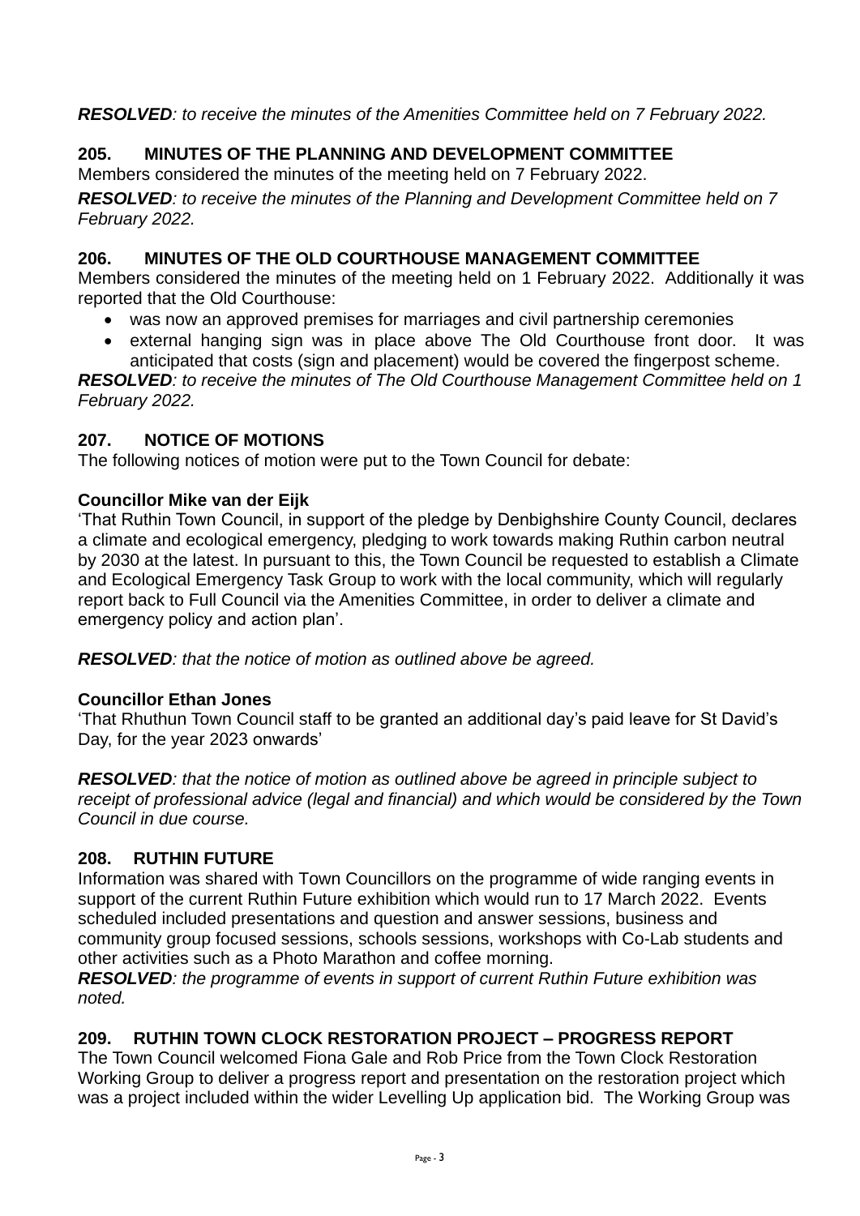***RESOLVED**: to receive the minutes of the Amenities Committee held on 7 February 2022.*

### 205. MINUTES OF THE PLANNING AND DEVELOPMENT COMMITTEE

Members considered the minutes of the meeting held on 7 February 2022.

***RESOLVED**: to receive the minutes of the Planning and Development Committee held on 7 February 2022.*

### 206. MINUTES OF THE OLD COURTHOUSE MANAGEMENT COMMITTEE

Members considered the minutes of the meeting held on 1 February 2022. Additionally it was reported that the Old Courthouse:

- was now an approved premises for marriages and civil partnership ceremonies
- external hanging sign was in place above The Old Courthouse front door. It was anticipated that costs (sign and placement) would be covered the fingerpost scheme.

***RESOLVED**: to receive the minutes of The Old Courthouse Management Committee held on 1 February 2022.*

### 207. NOTICE OF MOTIONS

The following notices of motion were put to the Town Council for debate:

**Councillor Mike van der Eijk**

'That Ruthin Town Council, in support of the pledge by Denbighshire County Council, declares a climate and ecological emergency, pledging to work towards making Ruthin carbon neutral by 2030 at the latest. In pursuant to this, the Town Council be requested to establish a Climate and Ecological Emergency Task Group to work with the local community, which will regularly report back to Full Council via the Amenities Committee, in order to deliver a climate and emergency policy and action plan'.

***RESOLVED**: that the notice of motion as outlined above be agreed.*

**Councillor Ethan Jones**

'That Rhuthun Town Council staff to be granted an additional day's paid leave for St David's Day, for the year 2023 onwards'

***RESOLVED**: that the notice of motion as outlined above be agreed in principle subject to receipt of professional advice (legal and financial) and which would be considered by the Town Council in due course.*

### 208. RUTHIN FUTURE

Information was shared with Town Councillors on the programme of wide ranging events in support of the current Ruthin Future exhibition which would run to 17 March 2022. Events scheduled included presentations and question and answer sessions, business and community group focused sessions, schools sessions, workshops with Co-Lab students and other activities such as a Photo Marathon and coffee morning.

***RESOLVED**: the programme of events in support of current Ruthin Future exhibition was noted.*

### 209. RUTHIN TOWN CLOCK RESTORATION PROJECT – PROGRESS REPORT

The Town Council welcomed Fiona Gale and Rob Price from the Town Clock Restoration Working Group to deliver a progress report and presentation on the restoration project which was a project included within the wider Levelling Up application bid. The Working Group was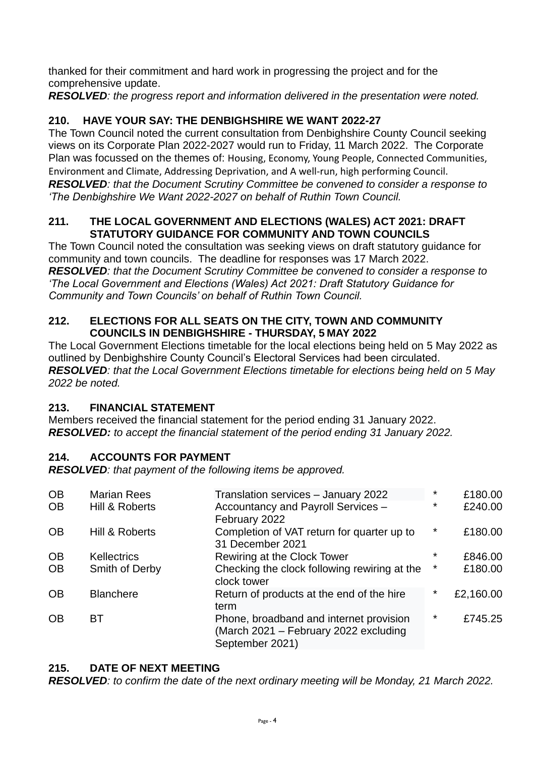thanked for their commitment and hard work in progressing the project and for the comprehensive update.
***RESOLVED**: the progress report and information delivered in the presentation were noted.*

### 210. HAVE YOUR SAY: THE DENBIGHSHIRE WE WANT 2022-27

The Town Council noted the current consultation from Denbighshire County Council seeking views on its Corporate Plan 2022-2027 would run to Friday, 11 March 2022. The Corporate Plan was focussed on the themes of: Housing, Economy, Young People, Connected Communities, Environment and Climate, Addressing Deprivation, and A well-run, high performing Council.
***RESOLVED**: that the Document Scrutiny Committee be convened to consider a response to 'The Denbighshire We Want 2022-2027 on behalf of Ruthin Town Council.*

### 211. THE LOCAL GOVERNMENT AND ELECTIONS (WALES) ACT 2021: DRAFT STATUTORY GUIDANCE FOR COMMUNITY AND TOWN COUNCILS

The Town Council noted the consultation was seeking views on draft statutory guidance for community and town councils. The deadline for responses was 17 March 2022.
***RESOLVED**: that the Document Scrutiny Committee be convened to consider a response to 'The Local Government and Elections (Wales) Act 2021: Draft Statutory Guidance for Community and Town Councils' on behalf of Ruthin Town Council.*

### 212. ELECTIONS FOR ALL SEATS ON THE CITY, TOWN AND COMMUNITY COUNCILS IN DENBIGHSHIRE - THURSDAY, 5 MAY 2022

The Local Government Elections timetable for the local elections being held on 5 May 2022 as outlined by Denbighshire County Council's Electoral Services had been circulated.
***RESOLVED**: that the Local Government Elections timetable for elections being held on 5 May 2022 be noted.*

### 213. FINANCIAL STATEMENT

Members received the financial statement for the period ending 31 January 2022.
***RESOLVED:** to accept the financial statement of the period ending 31 January 2022.*

### 214. ACCOUNTS FOR PAYMENT

***RESOLVED**: that payment of the following items be approved.*

| | | | | |
|---|---|---|---|---|
| OB | Marian Rees | Translation services – January 2022 | * | £180.00 |
| OB | Hill & Roberts | Accountancy and Payroll Services – February 2022 | * | £240.00 |
| OB | Hill & Roberts | Completion of VAT return for quarter up to 31 December 2021 | * | £180.00 |
| OB | Kellectrics | Rewiring at the Clock Tower | * | £846.00 |
| OB | Smith of Derby | Checking the clock following rewiring at the clock tower | * | £180.00 |
| OB | Blanchere | Return of products at the end of the hire term | * | £2,160.00 |
| OB | BT | Phone, broadband and internet provision (March 2021 – February 2022 excluding September 2021) | * | £745.25 |

### 215. DATE OF NEXT MEETING

***RESOLVED**: to confirm the date of the next ordinary meeting will be Monday, 21 March 2022.*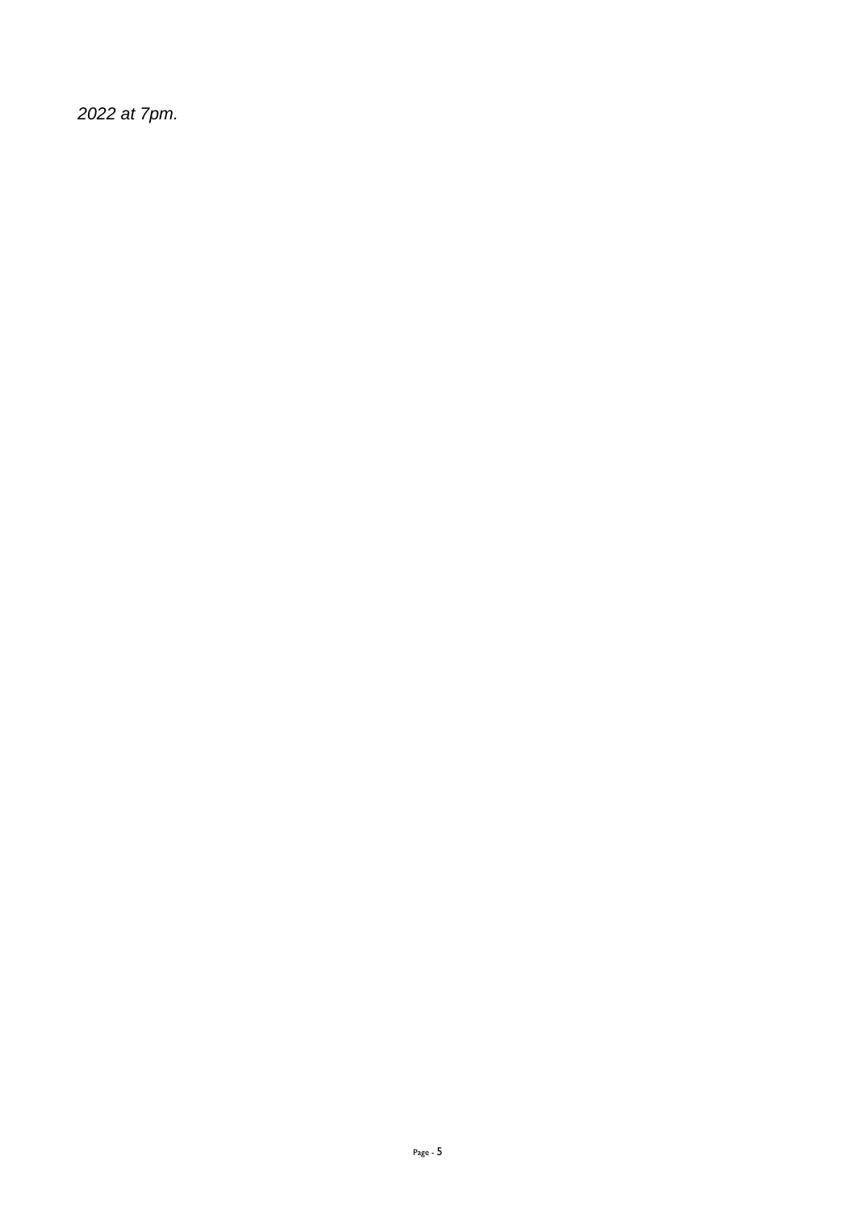*2022 at 7pm.*